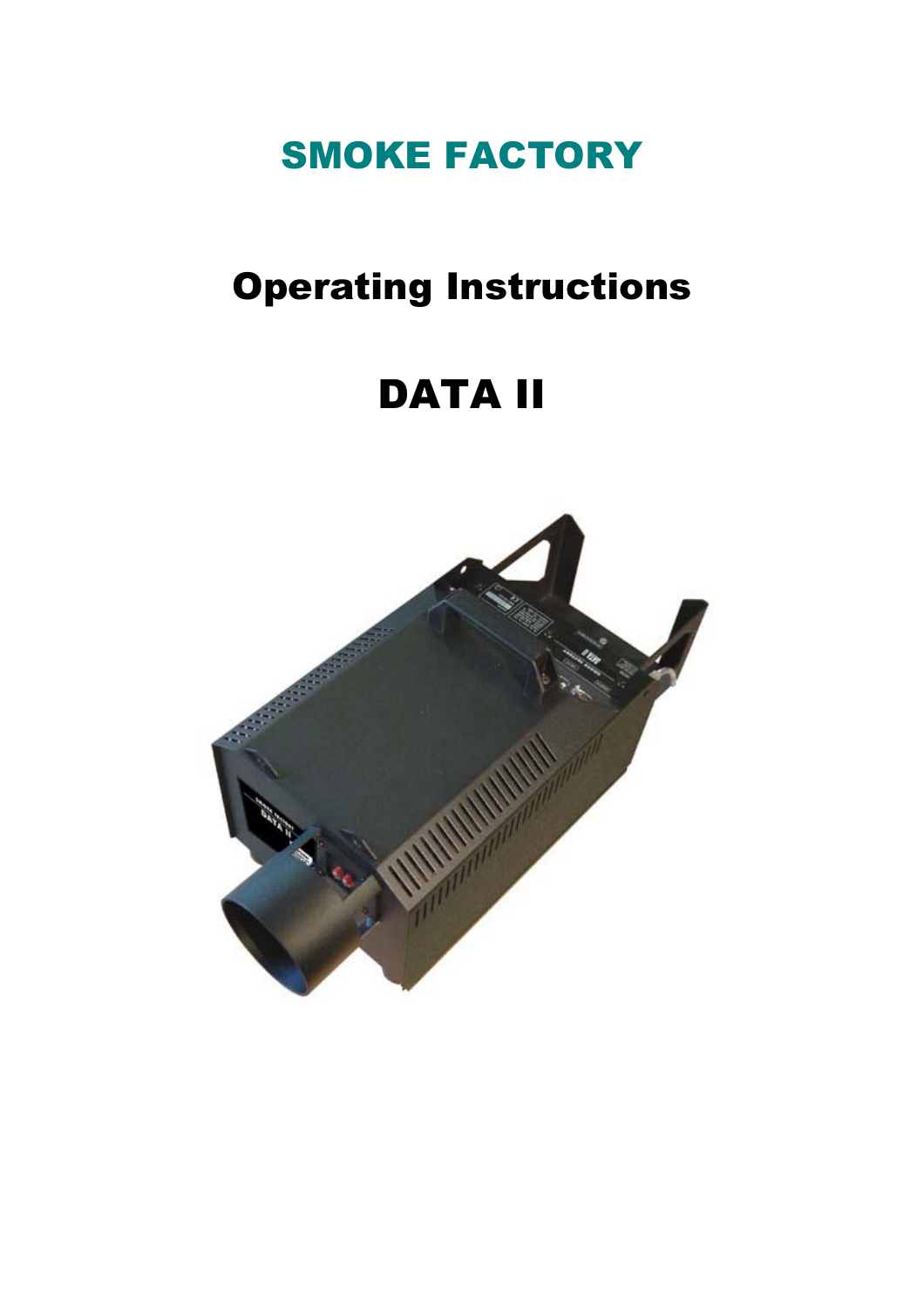# SMOKE FACTORY

## Operating Instructions

# DATA II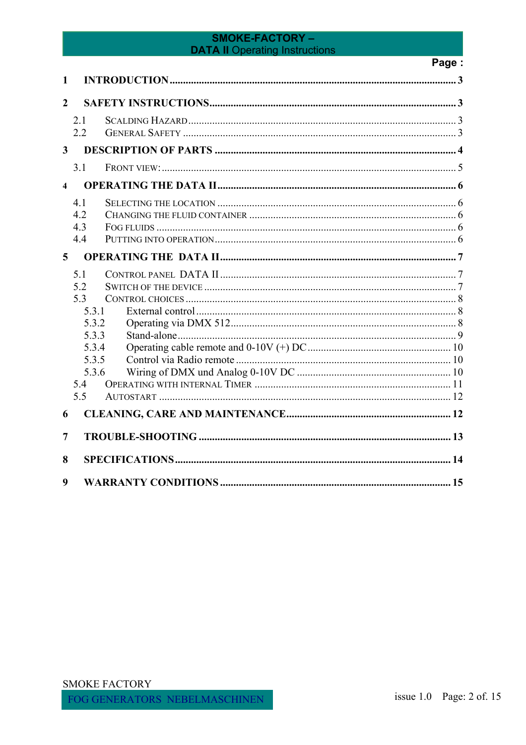| | Page : |
|---|---|
| **1 INTRODUCTION** | **3** |
| **2 SAFETY INSTRUCTIONS** | **3** |
| 2.1 SCALDING HAZARD | 3 |
| 2.2 GENERAL SAFETY | 3 |
| **3 DESCRIPTION OF PARTS** | **4** |
| 3.1 FRONT VIEW: | 5 |
| **4 OPERATING THE DATA II** | **6** |
| 4.1 SELECTING THE LOCATION | 6 |
| 4.2 CHANGING THE FLUID CONTAINER | 6 |
| 4.3 FOG FLUIDS | 6 |
| 4.4 PUTTING INTO OPERATION | 6 |
| **5 OPERATING THE DATA II** | **7** |
| 5.1 CONTROL PANEL DATA II | 7 |
| 5.2 SWITCH OF THE DEVICE | 7 |
| 5.3 CONTROL CHOICES | 8 |
| 5.3.1 External control | 8 |
| 5.3.2 Operating via DMX 512 | 8 |
| 5.3.3 Stand-alone | 9 |
| 5.3.4 Operating cable remote and 0-10V (+) DC | 10 |
| 5.3.5 Control via Radio remote | 10 |
| 5.3.6 Wiring of DMX und Analog 0-10V DC | 10 |
| 5.4 OPERATING WITH INTERNAL TIMER | 11 |
| 5.5 AUTOSTART | 12 |
| **6 CLEANING, CARE AND MAINTENANCE** | **12** |
| **7 TROUBLE-SHOOTING** | **13** |
| **8 SPECIFICATIONS** | **14** |
| **9 WARRANTY CONDITIONS** | **15** |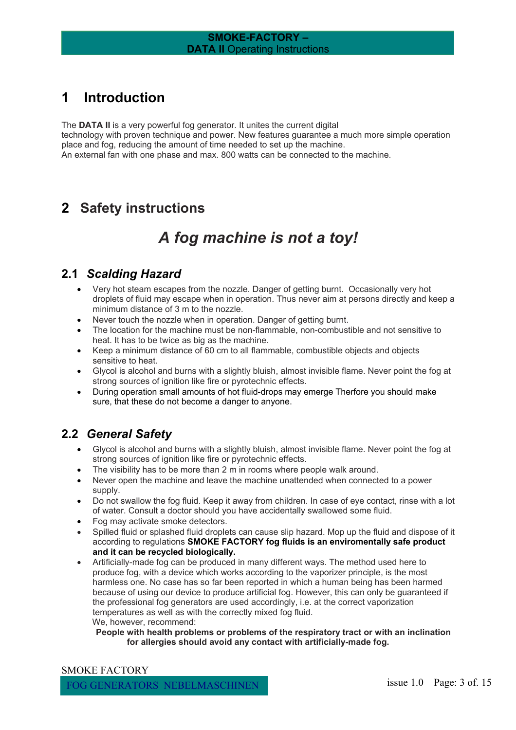# 1 Introduction

The **DATA II** is a very powerful fog generator. It unites the current digital technology with proven technique and power. New features guarantee a much more simple operation place and fog, reducing the amount of time needed to set up the machine.
An external fan with one phase and max. 800 watts can be connected to the machine.

# 2 Safety instructions

## *A fog machine is not a toy!*

## 2.1 *Scalding Hazard*

- Very hot steam escapes from the nozzle. Danger of getting burnt. Occasionally very hot droplets of fluid may escape when in operation. Thus never aim at persons directly and keep a minimum distance of 3 m to the nozzle.
- Never touch the nozzle when in operation. Danger of getting burnt.
- The location for the machine must be non-flammable, non-combustible and not sensitive to heat. It has to be twice as big as the machine.
- Keep a minimum distance of 60 cm to all flammable, combustible objects and objects sensitive to heat.
- Glycol is alcohol and burns with a slightly bluish, almost invisible flame. Never point the fog at strong sources of ignition like fire or pyrotechnic effects.
- During operation small amounts of hot fluid-drops may emerge Therfore you should make sure, that these do not become a danger to anyone.

## 2.2 *General Safety*

- Glycol is alcohol and burns with a slightly bluish, almost invisible flame. Never point the fog at strong sources of ignition like fire or pyrotechnic effects.
- The visibility has to be more than 2 m in rooms where people walk around.
- Never open the machine and leave the machine unattended when connected to a power supply.
- Do not swallow the fog fluid. Keep it away from children. In case of eye contact, rinse with a lot of water. Consult a doctor should you have accidentally swallowed some fluid.
- Fog may activate smoke detectors.
- Spilled fluid or splashed fluid droplets can cause slip hazard. Mop up the fluid and dispose of it according to regulations **SMOKE FACTORY fog fluids is an enviromentally safe product and it can be recycled biologically.**
- Artificially-made fog can be produced in many different ways. The method used here to produce fog, with a device which works according to the vaporizer principle, is the most harmless one. No case has so far been reported in which a human being has been harmed because of using our device to produce artificial fog. However, this can only be guaranteed if the professional fog generators are used accordingly, i.e. at the correct vaporization temperatures as well as with the correctly mixed fog fluid.
  We, however, recommend:
  **People with health problems or problems of the respiratory tract or with an inclination for allergies should avoid any contact with artificially-made fog.**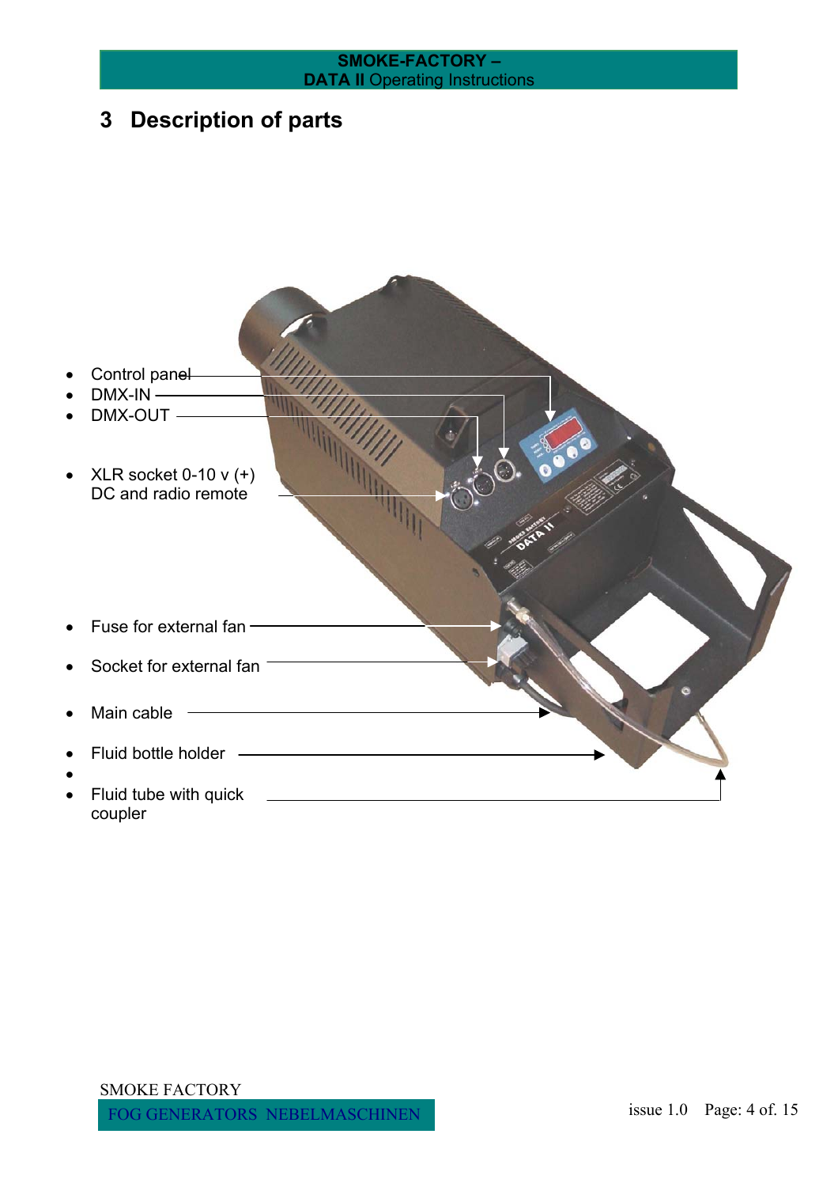# 3 Description of parts

- Control panel
- DMX-IN
- DMX-OUT
- XLR socket 0-10 v (+) DC and radio remote
- Fuse for external fan
- Socket for external fan
- Main cable
- Fluid bottle holder
- Fluid tube with quick coupler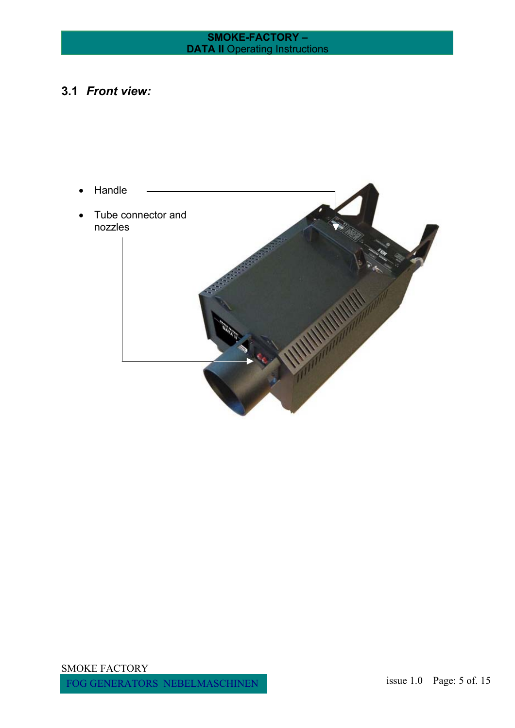## 3.1 *Front view:*

- Handle
- Tube connector and nozzles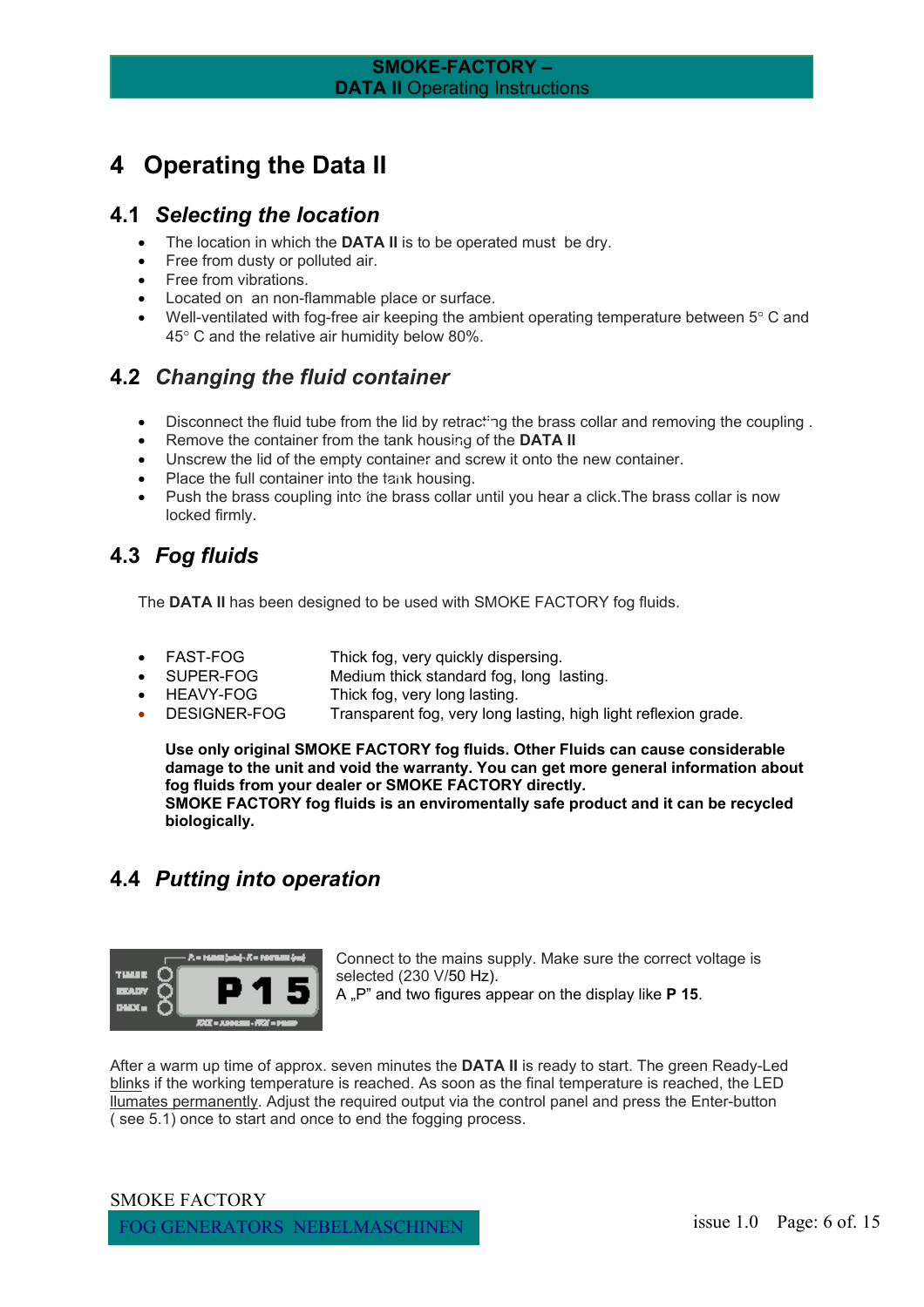# 4 Operating the Data II

## 4.1 *Selecting the location*

- The location in which the **DATA II** is to be operated must be dry.
- Free from dusty or polluted air.
- Free from vibrations.
- Located on an non-flammable place or surface.
- Well-ventilated with fog-free air keeping the ambient operating temperature between 5° C and 45° C and the relative air humidity below 80%.

## 4.2 *Changing the fluid container*

- Disconnect the fluid tube from the lid by retracting the brass collar and removing the coupling .
- Remove the container from the tank housing of the **DATA II**
- Unscrew the lid of the empty container and screw it onto the new container.
- Place the full container into the tank housing.
- Push the brass coupling into the brass collar until you hear a click.The brass collar is now locked firmly.

## 4.3 *Fog fluids*

The **DATA II** has been designed to be used with SMOKE FACTORY fog fluids.

- FAST-FOG Thick fog, very quickly dispersing.
- SUPER-FOG Medium thick standard fog, long lasting.
- HEAVY-FOG Thick fog, very long lasting.
- DESIGNER-FOG Transparent fog, very long lasting, high light reflexion grade.

**Use only original SMOKE FACTORY fog fluids. Other Fluids can cause considerable damage to the unit and void the warranty. You can get more general information about fog fluids from your dealer or SMOKE FACTORY directly.**
**SMOKE FACTORY fog fluids is an enviromentally safe product and it can be recycled biologically.**

## 4.4 *Putting into operation*

Connect to the mains supply. Make sure the correct voltage is selected (230 V/50 Hz).
A „P" and two figures appear on the display like **P 15**.

After a warm up time of approx. seven minutes the **DATA II** is ready to start. The green Ready-Led blinks if the working temperature is reached. As soon as the final temperature is reached, the LED llumates permanently. Adjust the required output via the control panel and press the Enter-button ( see 5.1) once to start and once to end the fogging process.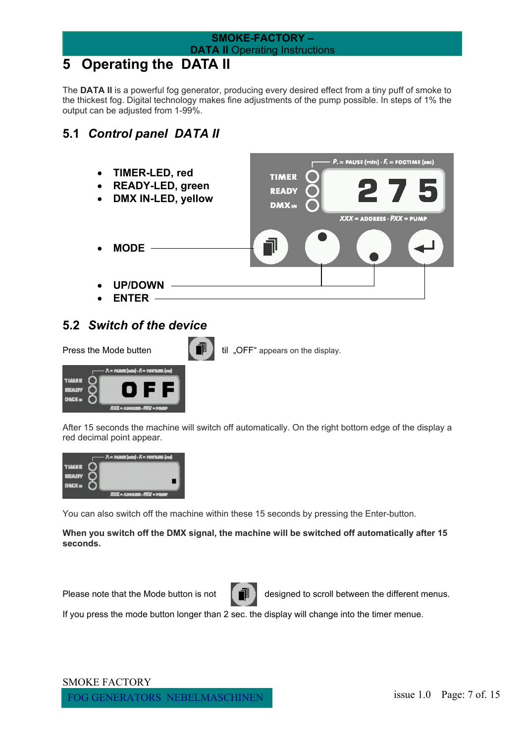# 5 Operating the DATA II

The **DATA II** is a powerful fog generator, producing every desired effect from a tiny puff of smoke to the thickest fog. Digital technology makes fine adjustments of the pump possible. In steps of 1% the output can be adjusted from 1-99%.

## 5.1 *Control panel DATA II*

- **TIMER-LED, red**
- **READY-LED, green**
- **DMX IN-LED, yellow**

- **MODE**

- **UP/DOWN**
- **ENTER**

## 5.2 *Switch of the device*

Press the Mode butten til „OFF" appears on the display.

After 15 seconds the machine will switch off automatically. On the right bottom edge of the display a red decimal point appear.

You can also switch off the machine within these 15 seconds by pressing the Enter-button.

**When you switch off the DMX signal, the machine will be switched off automatically after 15 seconds.**

Please note that the Mode button is not designed to scroll between the different menus.

If you press the mode button longer than 2 sec. the display will change into the timer menue.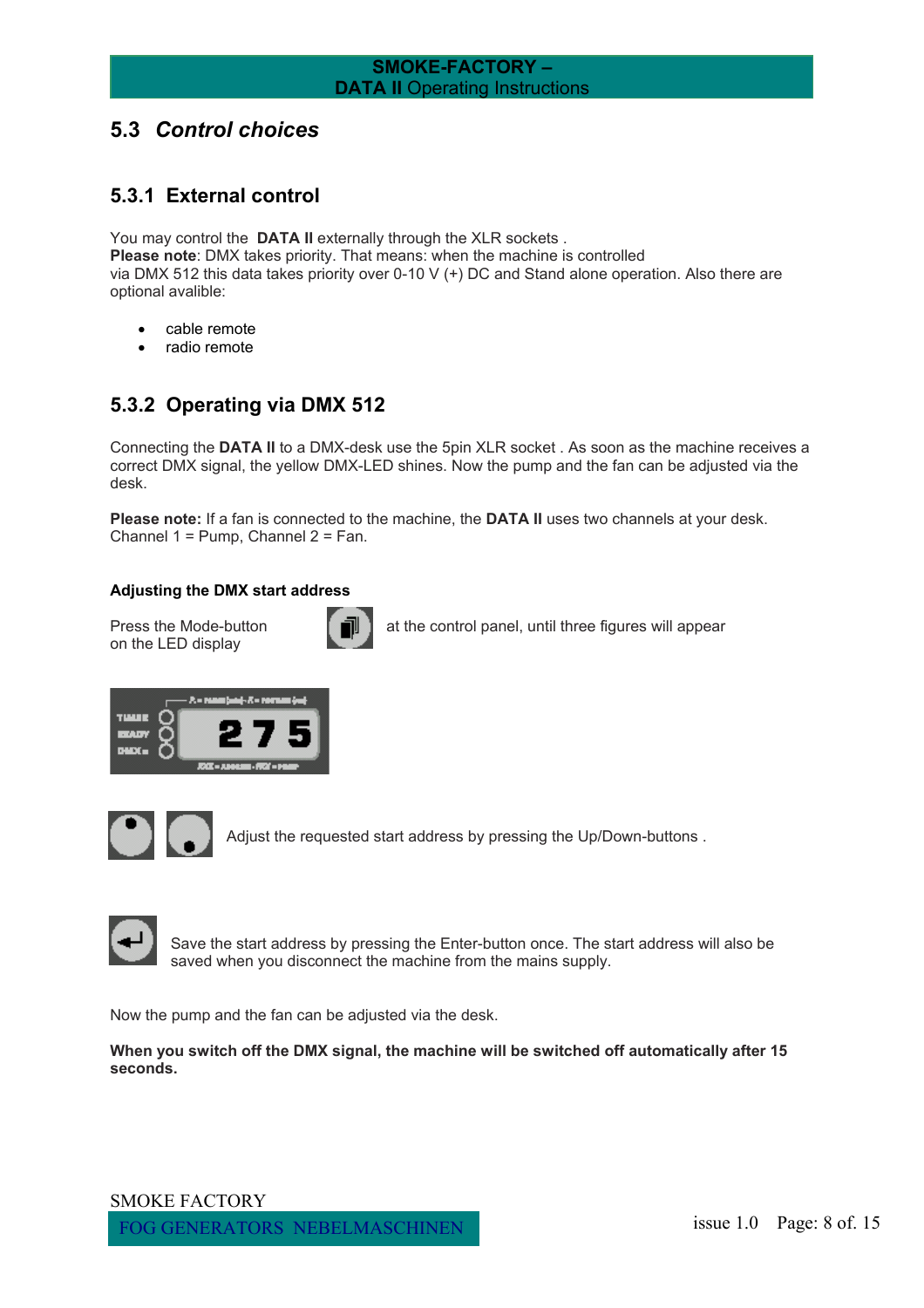## 5.3 *Control choices*

### 5.3.1 External control

You may control the **DATA II** externally through the XLR sockets .
**Please note**: DMX takes priority. That means: when the machine is controlled via DMX 512 this data takes priority over 0-10 V (+) DC and Stand alone operation. Also there are optional avalible:

- cable remote
- radio remote

### 5.3.2 Operating via DMX 512

Connecting the **DATA II** to a DMX-desk use the 5pin XLR socket . As soon as the machine receives a correct DMX signal, the yellow DMX-LED shines. Now the pump and the fan can be adjusted via the desk.

**Please note:** If a fan is connected to the machine, the **DATA II** uses two channels at your desk. Channel 1 = Pump, Channel 2 = Fan.

#### Adjusting the DMX start address

Press the Mode-button on the LED display at the control panel, until three figures will appear

Adjust the requested start address by pressing the Up/Down-buttons .

Save the start address by pressing the Enter-button once. The start address will also be saved when you disconnect the machine from the mains supply.

Now the pump and the fan can be adjusted via the desk.

**When you switch off the DMX signal, the machine will be switched off automatically after 15 seconds.**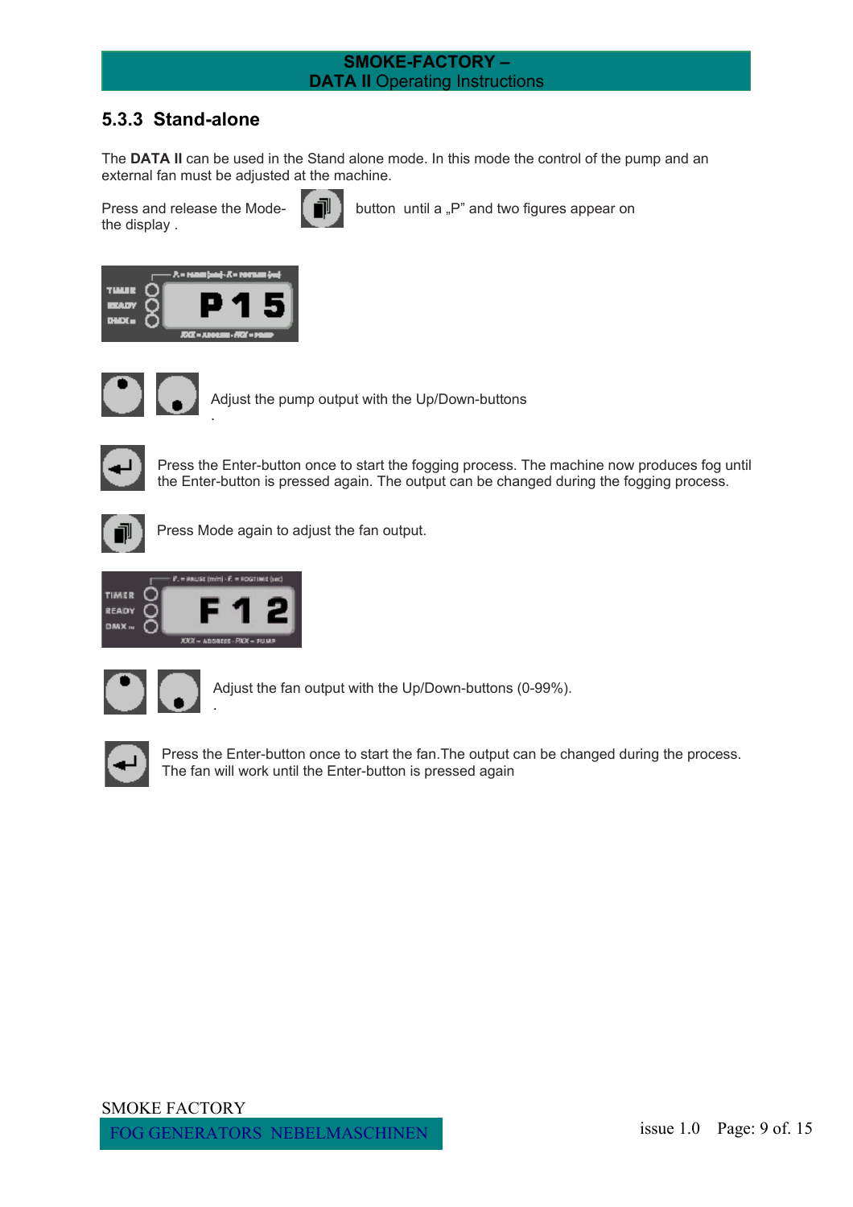## 5.3.3 Stand-alone

The **DATA II** can be used in the Stand alone mode. In this mode the control of the pump and an external fan must be adjusted at the machine.

Press and release the Mode- button until a „P" and two figures appear on the display .

Adjust the pump output with the Up/Down-buttons

.

Press the Enter-button once to start the fogging process. The machine now produces fog until the Enter-button is pressed again. The output can be changed during the fogging process.

Press Mode again to adjust the fan output.

Adjust the fan output with the Up/Down-buttons (0-99%).

.

Press the Enter-button once to start the fan.The output can be changed during the process. The fan will work until the Enter-button is pressed again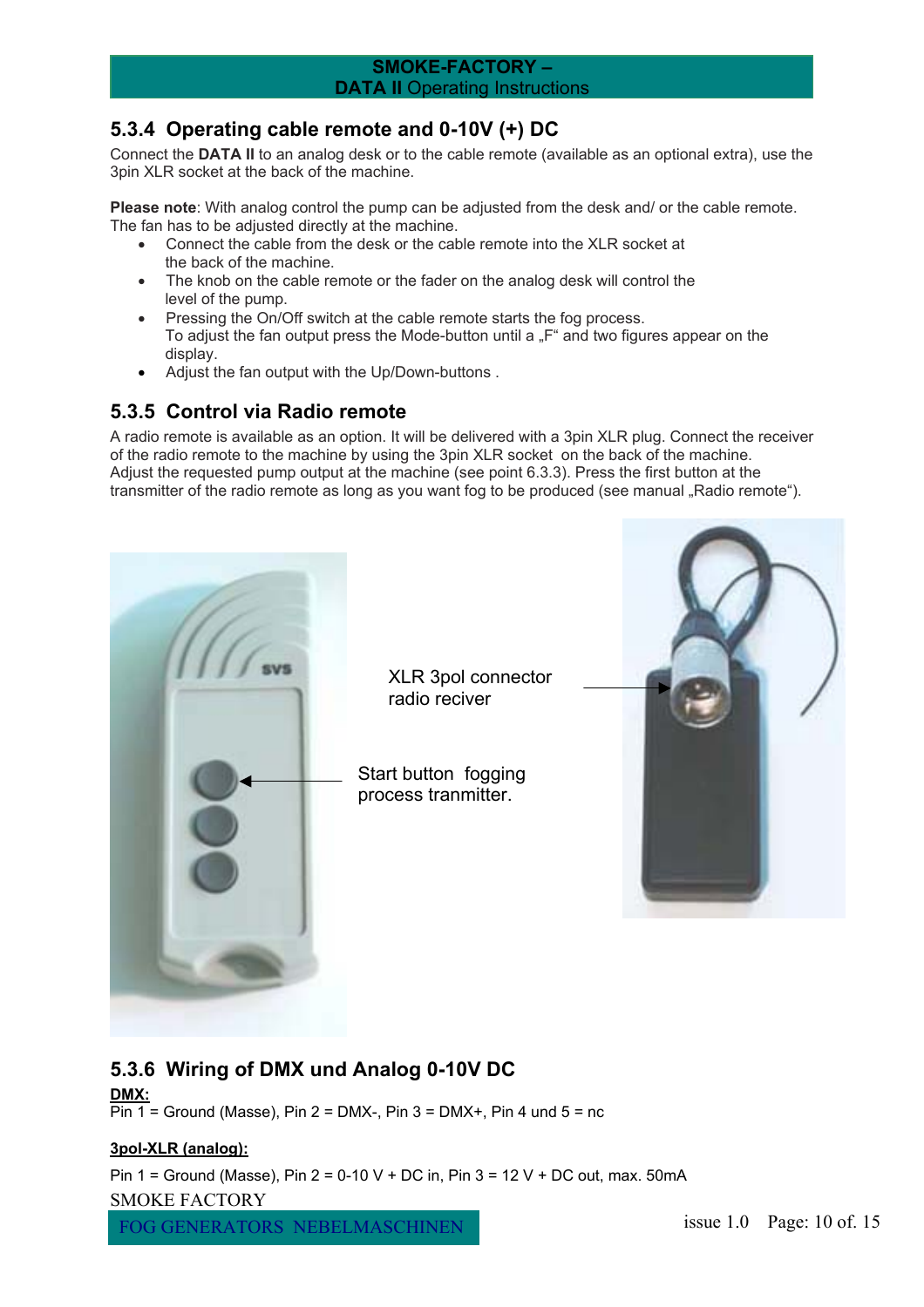### 5.3.4 Operating cable remote and 0-10V (+) DC

Connect the **DATA II** to an analog desk or to the cable remote (available as an optional extra), use the 3pin XLR socket at the back of the machine.

**Please note**: With analog control the pump can be adjusted from the desk and/ or the cable remote. The fan has to be adjusted directly at the machine.

- Connect the cable from the desk or the cable remote into the XLR socket at the back of the machine.
- The knob on the cable remote or the fader on the analog desk will control the level of the pump.
- Pressing the On/Off switch at the cable remote starts the fog process. To adjust the fan output press the Mode-button until a „F“ and two figures appear on the display.
- Adjust the fan output with the Up/Down-buttons .

### 5.3.5 Control via Radio remote

A radio remote is available as an option. It will be delivered with a 3pin XLR plug. Connect the receiver of the radio remote to the machine by using the 3pin XLR socket on the back of the machine. Adjust the requested pump output at the machine (see point 6.3.3). Press the first button at the transmitter of the radio remote as long as you want fog to be produced (see manual „Radio remote“).

XLR 3pol connector radio reciver

Start button fogging process tranmitter.

### 5.3.6 Wiring of DMX und Analog 0-10V DC

**DMX:**

Pin 1 = Ground (Masse), Pin 2 = DMX-, Pin 3 = DMX+, Pin 4 und 5 = nc

**3pol-XLR (analog):**

Pin 1 = Ground (Masse), Pin 2 = 0-10 V + DC in, Pin 3 = 12 V + DC out, max. 50mA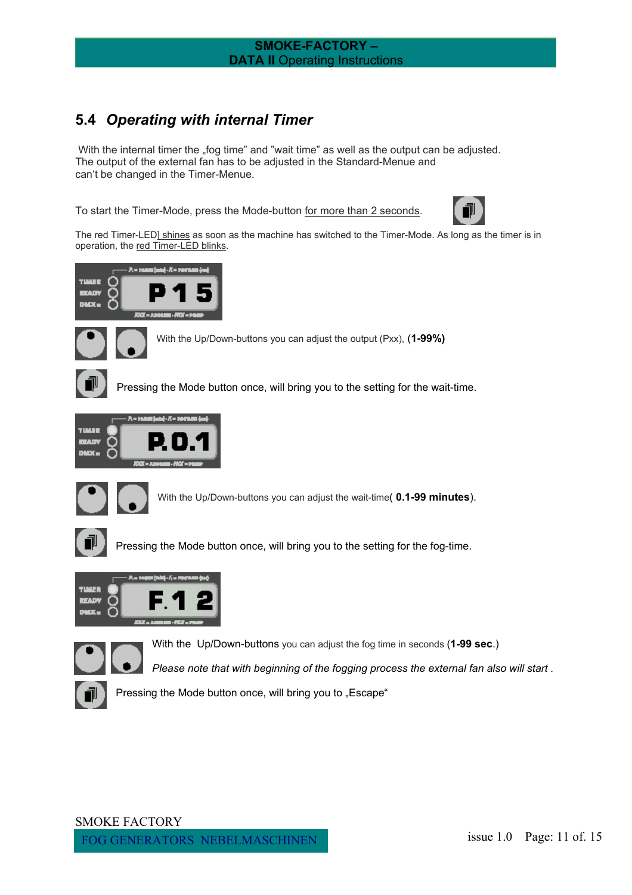## 5.4 *Operating with internal Timer*

With the internal timer the „fog time" and "wait time" as well as the output can be adjusted. The output of the external fan has to be adjusted in the Standard-Menue and can't be changed in the Timer-Menue.

To start the Timer-Mode, press the Mode-button for more than 2 seconds.

The red Timer-LED] shines as soon as the machine has switched to the Timer-Mode. As long as the timer is in operation, the red Timer-LED blinks.

With the Up/Down-buttons you can adjust the output (Pxx), (**1-99%)**

Pressing the Mode button once, will bring you to the setting for the wait-time.

With the Up/Down-buttons you can adjust the wait-time( **0.1-99 minutes**).

Pressing the Mode button once, will bring you to the setting for the fog-time.

With the Up/Down-buttons you can adjust the fog time in seconds (**1-99 sec**.)

*Please note that with beginning of the fogging process the external fan also will start .*

Pressing the Mode button once, will bring you to „Escape"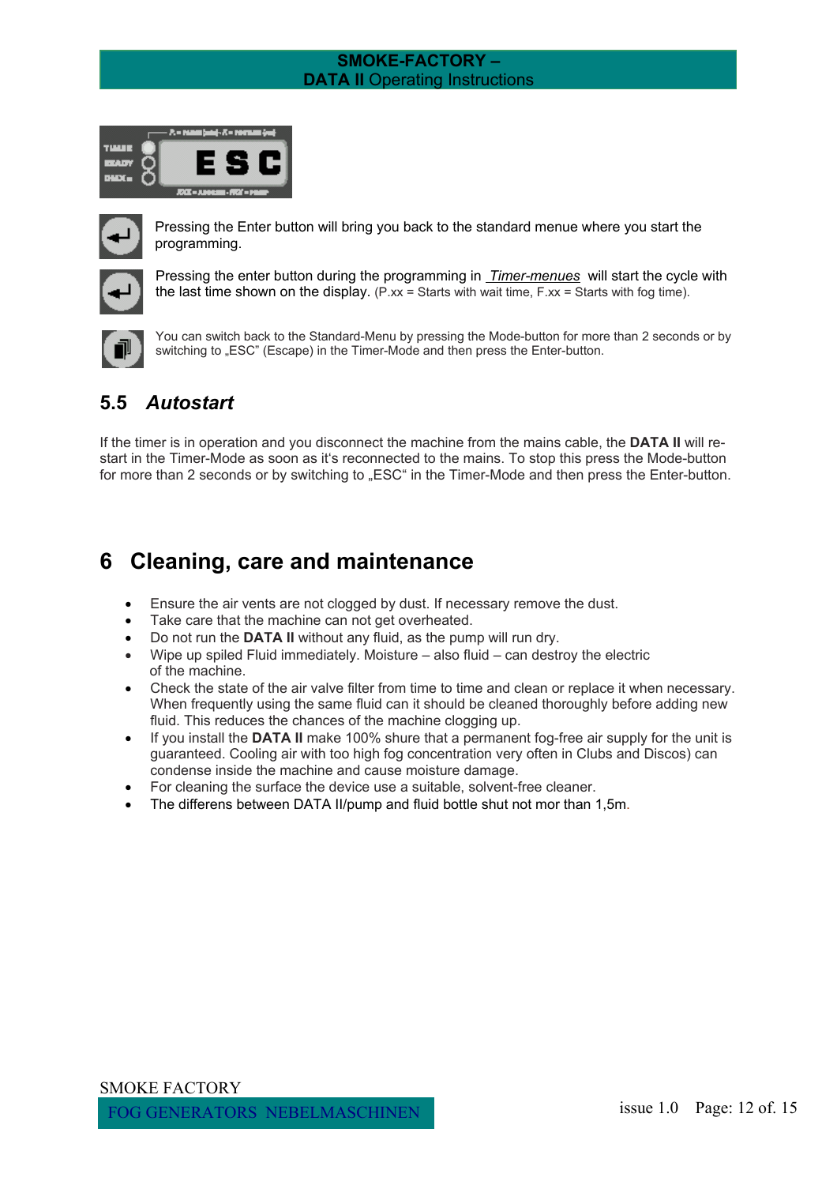Pressing the Enter button will bring you back to the standard menue where you start the programming.

Pressing the enter button during the programming in *Timer-menues* will start the cycle with the last time shown on the display. (P.xx = Starts with wait time, F.xx = Starts with fog time).

You can switch back to the Standard-Menu by pressing the Mode-button for more than 2 seconds or by switching to „ESC" (Escape) in the Timer-Mode and then press the Enter-button.

## 5.5 *Autostart*

If the timer is in operation and you disconnect the machine from the mains cable, the **DATA II** will re-start in the Timer-Mode as soon as it's reconnected to the mains. To stop this press the Mode-button for more than 2 seconds or by switching to „ESC" in the Timer-Mode and then press the Enter-button.

# 6 Cleaning, care and maintenance

- Ensure the air vents are not clogged by dust. If necessary remove the dust.
- Take care that the machine can not get overheated.
- Do not run the **DATA II** without any fluid, as the pump will run dry.
- Wipe up spiled Fluid immediately. Moisture – also fluid – can destroy the electric of the machine.
- Check the state of the air valve filter from time to time and clean or replace it when necessary. When frequently using the same fluid can it should be cleaned thoroughly before adding new fluid. This reduces the chances of the machine clogging up.
- If you install the **DATA II** make 100% shure that a permanent fog-free air supply for the unit is guaranteed. Cooling air with too high fog concentration very often in Clubs and Discos) can condense inside the machine and cause moisture damage.
- For cleaning the surface the device use a suitable, solvent-free cleaner.
- The differens between DATA II/pump and fluid bottle shut not mor than 1,5m.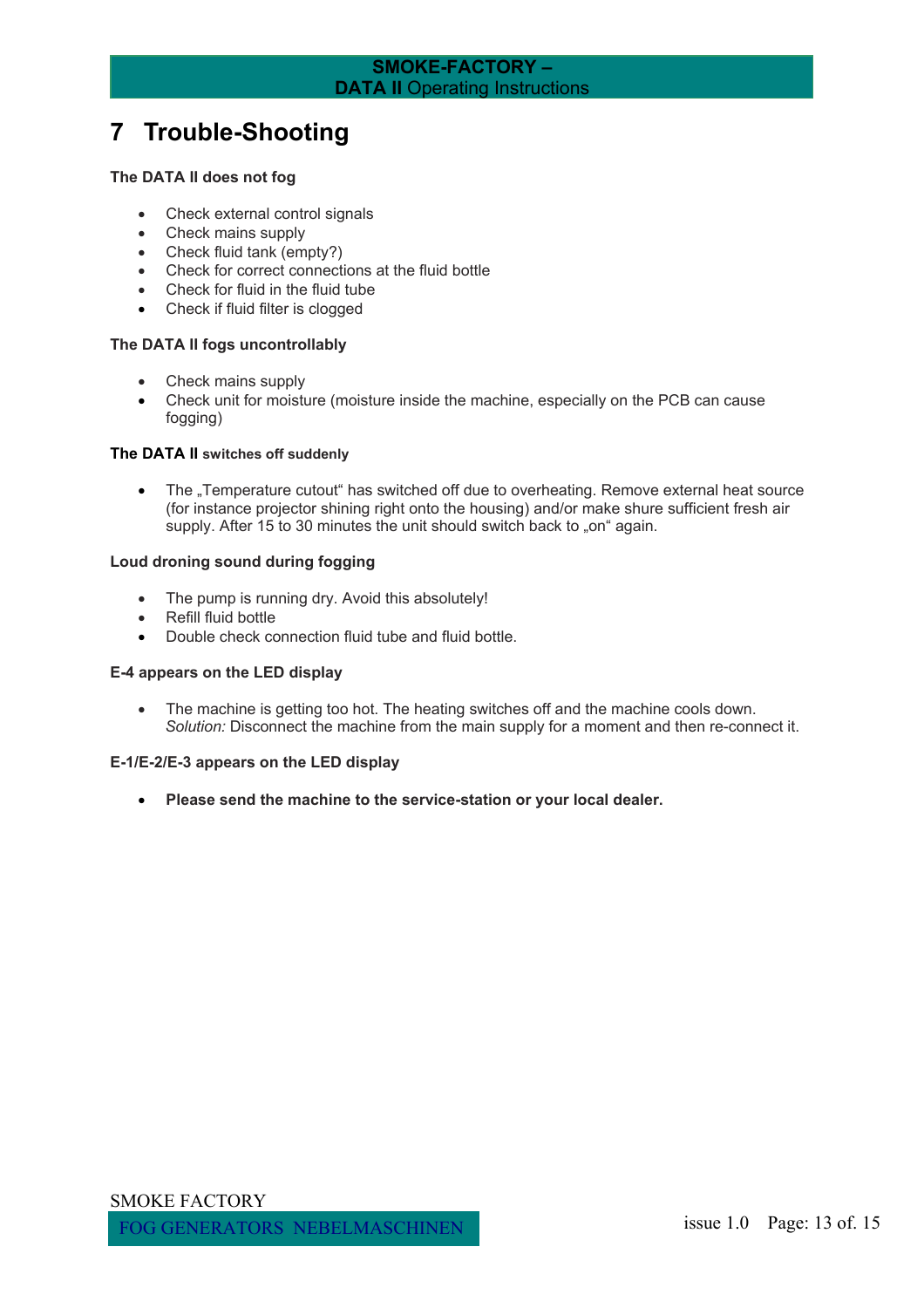# 7 Trouble-Shooting

**The DATA II does not fog**

- Check external control signals
- Check mains supply
- Check fluid tank (empty?)
- Check for correct connections at the fluid bottle
- Check for fluid in the fluid tube
- Check if fluid filter is clogged

**The DATA II fogs uncontrollably**

- Check mains supply
- Check unit for moisture (moisture inside the machine, especially on the PCB can cause fogging)

**The DATA II switches off suddenly**

- The „Temperature cutout“ has switched off due to overheating. Remove external heat source (for instance projector shining right onto the housing) and/or make shure sufficient fresh air supply. After 15 to 30 minutes the unit should switch back to „on“ again.

**Loud droning sound during fogging**

- The pump is running dry. Avoid this absolutely!
- Refill fluid bottle
- Double check connection fluid tube and fluid bottle.

**E-4 appears on the LED display**

- The machine is getting too hot. The heating switches off and the machine cools down. *Solution:* Disconnect the machine from the main supply for a moment and then re-connect it.

**E-1/E-2/E-3 appears on the LED display**

- **Please send the machine to the service-station or your local dealer.**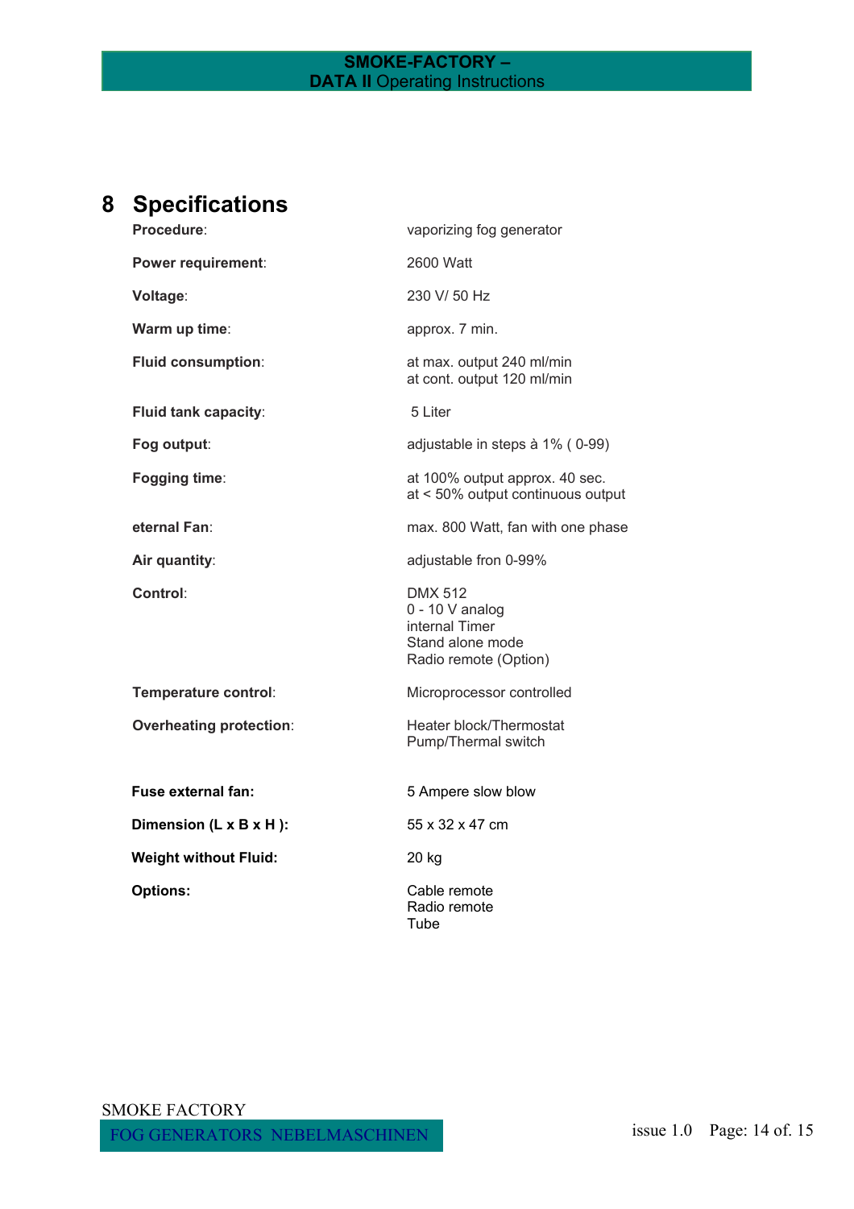# 8 Specifications

| | |
|---|---|
| **Procedure**: | vaporizing fog generator |
| **Power requirement**: | 2600 Watt |
| **Voltage**: | 230 V/ 50 Hz |
| **Warm up time**: | approx. 7 min. |
| **Fluid consumption**: | at max. output 240 ml/min<br>at cont. output 120 ml/min |
| **Fluid tank capacity**: | 5 Liter |
| **Fog output**: | adjustable in steps à 1% ( 0-99) |
| **Fogging time**: | at 100% output approx. 40 sec.<br>at < 50% output continuous output |
| **eternal Fan**: | max. 800 Watt, fan with one phase |
| **Air quantity**: | adjustable fron 0-99% |
| **Control**: | DMX 512<br>0 - 10 V analog<br>internal Timer<br>Stand alone mode<br>Radio remote (Option) |
| **Temperature control**: | Microprocessor controlled |
| **Overheating protection**: | Heater block/Thermostat<br>Pump/Thermal switch |
| **Fuse external fan:** | 5 Ampere slow blow |
| **Dimension (L x B x H ):** | 55 x 32 x 47 cm |
| **Weight without Fluid:** | 20 kg |
| **Options:** | Cable remote<br>Radio remote<br>Tube |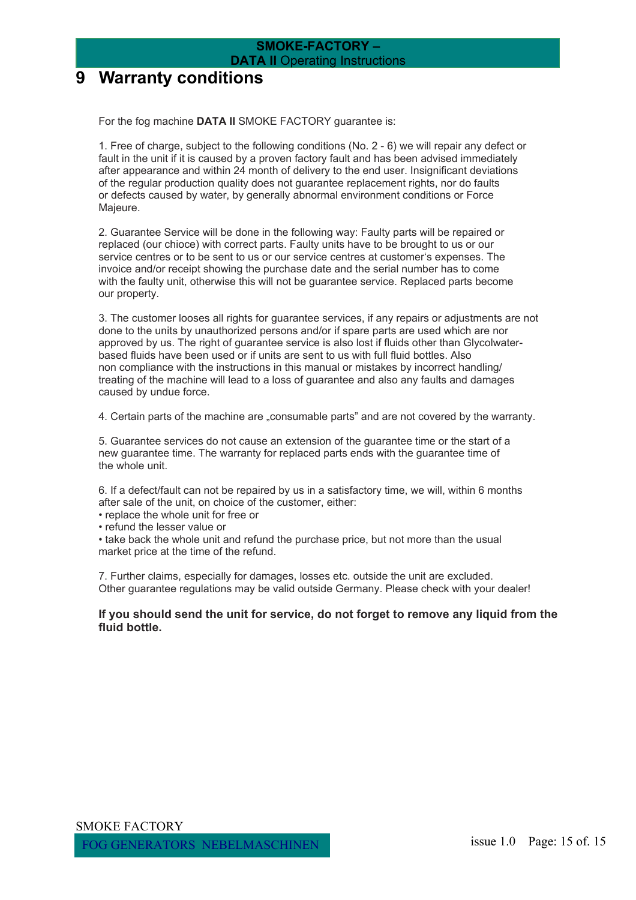# 9 Warranty conditions

For the fog machine **DATA II** SMOKE FACTORY guarantee is:

1. Free of charge, subject to the following conditions (No. 2 - 6) we will repair any defect or fault in the unit if it is caused by a proven factory fault and has been advised immediately after appearance and within 24 month of delivery to the end user. Insignificant deviations of the regular production quality does not guarantee replacement rights, nor do faults or defects caused by water, by generally abnormal environment conditions or Force Majeure.

2. Guarantee Service will be done in the following way: Faulty parts will be repaired or replaced (our chioce) with correct parts. Faulty units have to be brought to us or our service centres or to be sent to us or our service centres at customer's expenses. The invoice and/or receipt showing the purchase date and the serial number has to come with the faulty unit, otherwise this will not be guarantee service. Replaced parts become our property.

3. The customer looses all rights for guarantee services, if any repairs or adjustments are not done to the units by unauthorized persons and/or if spare parts are used which are nor approved by us. The right of guarantee service is also lost if fluids other than Glycolwater-based fluids have been used or if units are sent to us with full fluid bottles. Also non compliance with the instructions in this manual or mistakes by incorrect handling/ treating of the machine will lead to a loss of guarantee and also any faults and damages caused by undue force.

4. Certain parts of the machine are „consumable parts" and are not covered by the warranty.

5. Guarantee services do not cause an extension of the guarantee time or the start of a new guarantee time. The warranty for replaced parts ends with the guarantee time of the whole unit.

6. If a defect/fault can not be repaired by us in a satisfactory time, we will, within 6 months after sale of the unit, on choice of the customer, either:
- replace the whole unit for free or
- refund the lesser value or
- take back the whole unit and refund the purchase price, but not more than the usual market price at the time of the refund.

7. Further claims, especially for damages, losses etc. outside the unit are excluded. Other guarantee regulations may be valid outside Germany. Please check with your dealer!

**If you should send the unit for service, do not forget to remove any liquid from the fluid bottle.**